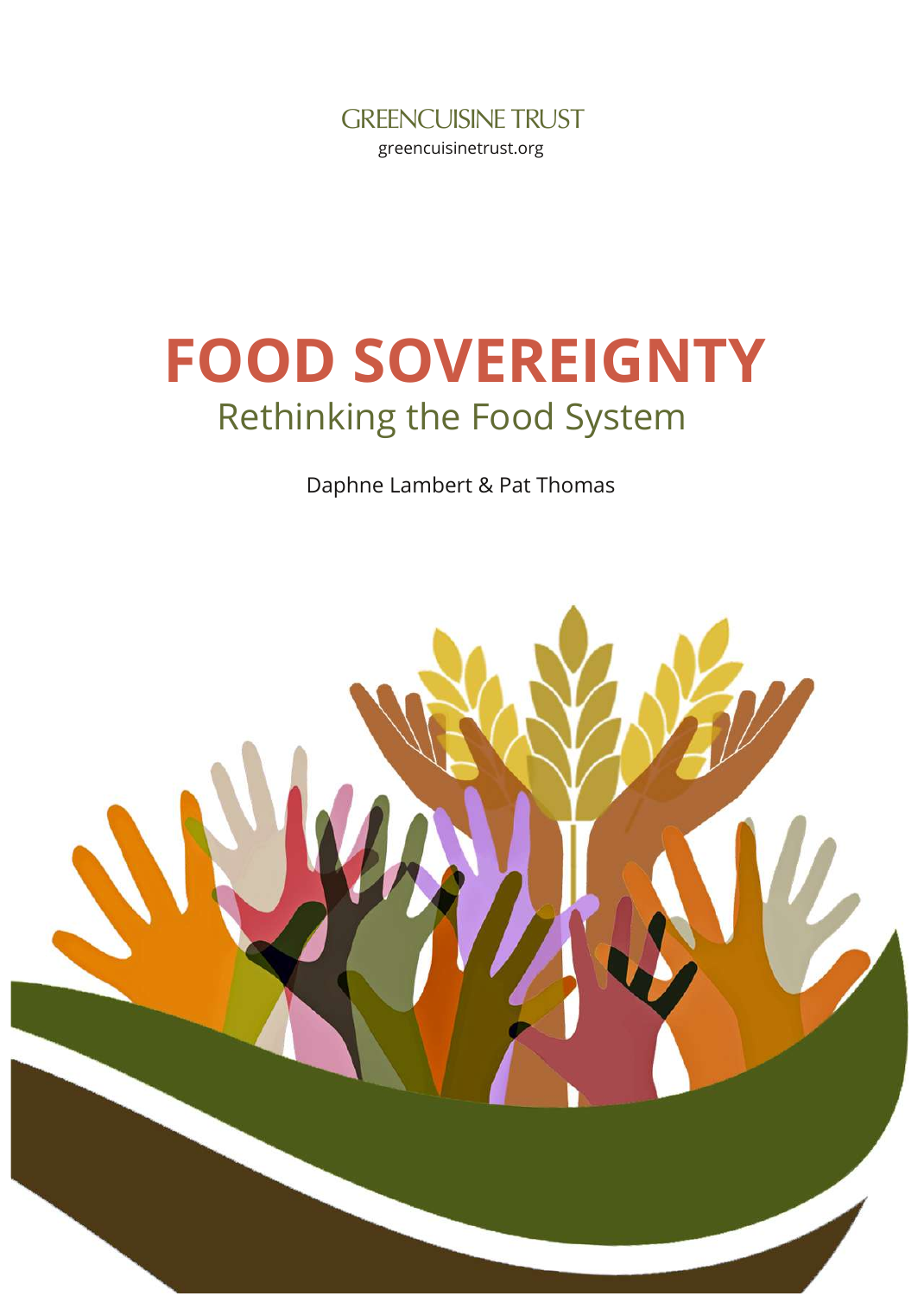GREENCUISINE TRUST

greencuisinetrust.org

# FOOD SOVEREIGNTY

## Rethinking the Food System

Daphne Lambert & Pat Thomas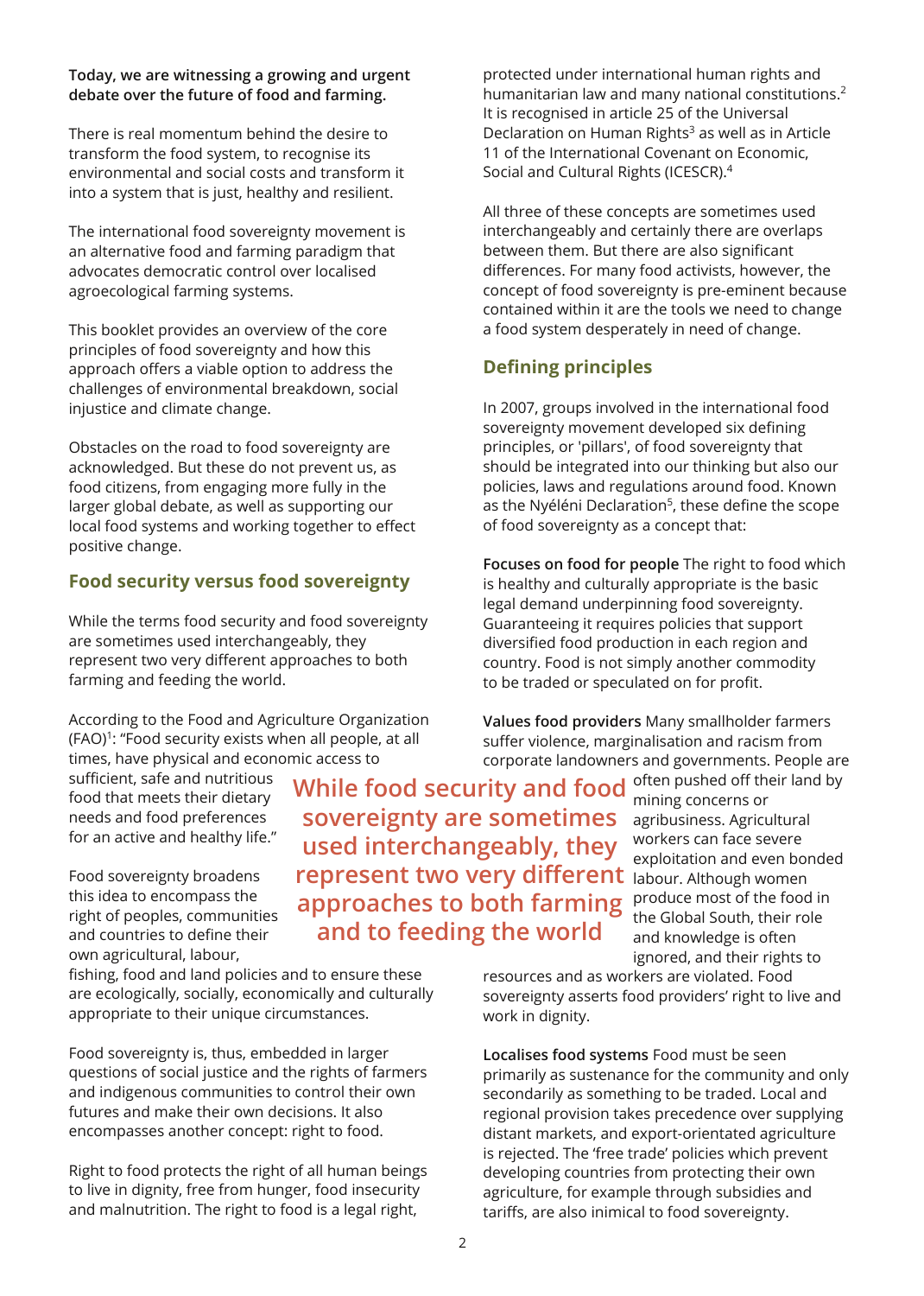**Today, we are witnessing a growing and urgent debate over the future of food and farming.**

There is real momentum behind the desire to transform the food system, to recognise its environmental and social costs and transform it into a system that is just, healthy and resilient.

The international food sovereignty movement is an alternative food and farming paradigm that advocates democratic control over localised agroecological farming systems.

This booklet provides an overview of the core principles of food sovereignty and how this approach offers a viable option to address the challenges of environmental breakdown, social injustice and climate change.

Obstacles on the road to food sovereignty are acknowledged. But these do not prevent us, as food citizens, from engaging more fully in the larger global debate, as well as supporting our local food systems and working together to effect positive change.

## Food security versus food sovereignty

While the terms food security and food sovereignty are sometimes used interchangeably, they represent two very different approaches to both farming and feeding the world.

According to the Food and Agriculture Organization (FAO)[1]: "Food security exists when all people, at all times, have physical and economic access to sufficient, safe and nutritious food that meets their dietary needs and food preferences for an active and healthy life."

> While food security and food sovereignty are sometimes used interchangeably, they represent two very different approaches to both farming and to feeding the world

Food sovereignty broadens this idea to encompass the right of peoples, communities and countries to define their own agricultural, labour, fishing, food and land policies and to ensure these are ecologically, socially, economically and culturally appropriate to their unique circumstances.

Food sovereignty is, thus, embedded in larger questions of social justice and the rights of farmers and indigenous communities to control their own futures and make their own decisions. It also encompasses another concept: right to food.

Right to food protects the right of all human beings to live in dignity, free from hunger, food insecurity and malnutrition. The right to food is a legal right, protected under international human rights and humanitarian law and many national constitutions.[2] It is recognised in article 25 of the Universal Declaration on Human Rights[3] as well as in Article 11 of the International Covenant on Economic, Social and Cultural Rights (ICESCR).[4]

All three of these concepts are sometimes used interchangeably and certainly there are overlaps between them. But there are also significant differences. For many food activists, however, the concept of food sovereignty is pre-eminent because contained within it are the tools we need to change a food system desperately in need of change.

## Defining principles

In 2007, groups involved in the international food sovereignty movement developed six defining principles, or 'pillars', of food sovereignty that should be integrated into our thinking but also our policies, laws and regulations around food. Known as the Nyéléni Declaration[5], these define the scope of food sovereignty as a concept that:

**Focuses on food for people** The right to food which is healthy and culturally appropriate is the basic legal demand underpinning food sovereignty. Guaranteeing it requires policies that support diversified food production in each region and country. Food is not simply another commodity to be traded or speculated on for profit.

**Values food providers** Many smallholder farmers suffer violence, marginalisation and racism from corporate landowners and governments. People are often pushed off their land by mining concerns or agribusiness. Agricultural workers can face severe exploitation and even bonded labour. Although women produce most of the food in the Global South, their role and knowledge is often ignored, and their rights to resources and as workers are violated. Food sovereignty asserts food providers' right to live and work in dignity.

**Localises food systems** Food must be seen primarily as sustenance for the community and only secondarily as something to be traded. Local and regional provision takes precedence over supplying distant markets, and export-orientated agriculture is rejected. The 'free trade' policies which prevent developing countries from protecting their own agriculture, for example through subsidies and tariffs, are also inimical to food sovereignty.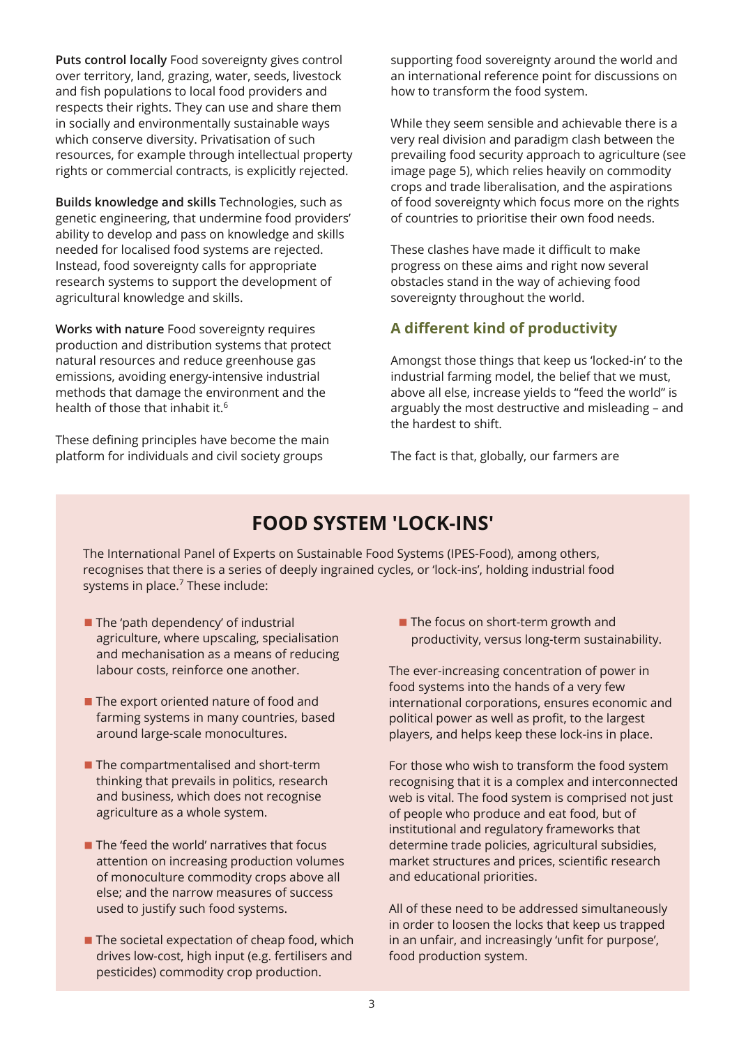**Puts control locally** Food sovereignty gives control over territory, land, grazing, water, seeds, livestock and fish populations to local food providers and respects their rights. They can use and share them in socially and environmentally sustainable ways which conserve diversity. Privatisation of such resources, for example through intellectual property rights or commercial contracts, is explicitly rejected.

**Builds knowledge and skills** Technologies, such as genetic engineering, that undermine food providers' ability to develop and pass on knowledge and skills needed for localised food systems are rejected. Instead, food sovereignty calls for appropriate research systems to support the development of agricultural knowledge and skills.

**Works with nature** Food sovereignty requires production and distribution systems that protect natural resources and reduce greenhouse gas emissions, avoiding energy-intensive industrial methods that damage the environment and the health of those that inhabit it.[6]

These defining principles have become the main platform for individuals and civil society groups supporting food sovereignty around the world and an international reference point for discussions on how to transform the food system.

While they seem sensible and achievable there is a very real division and paradigm clash between the prevailing food security approach to agriculture (see image page 5), which relies heavily on commodity crops and trade liberalisation, and the aspirations of food sovereignty which focus more on the rights of countries to prioritise their own food needs.

These clashes have made it difficult to make progress on these aims and right now several obstacles stand in the way of achieving food sovereignty throughout the world.

## A different kind of productivity

Amongst those things that keep us 'locked-in' to the industrial farming model, the belief that we must, above all else, increase yields to "feed the world" is arguably the most destructive and misleading – and the hardest to shift.

The fact is that, globally, our farmers are

## FOOD SYSTEM 'LOCK-INS'

The International Panel of Experts on Sustainable Food Systems (IPES-Food), among others, recognises that there is a series of deeply ingrained cycles, or 'lock-ins', holding industrial food systems in place.[7] These include:

- The 'path dependency' of industrial agriculture, where upscaling, specialisation and mechanisation as a means of reducing labour costs, reinforce one another.
- The export oriented nature of food and farming systems in many countries, based around large-scale monocultures.
- The compartmentalised and short-term thinking that prevails in politics, research and business, which does not recognise agriculture as a whole system.
- The 'feed the world' narratives that focus attention on increasing production volumes of monoculture commodity crops above all else; and the narrow measures of success used to justify such food systems.
- The societal expectation of cheap food, which drives low-cost, high input (e.g. fertilisers and pesticides) commodity crop production.
- The focus on short-term growth and productivity, versus long-term sustainability.

The ever-increasing concentration of power in food systems into the hands of a very few international corporations, ensures economic and political power as well as profit, to the largest players, and helps keep these lock-ins in place.

For those who wish to transform the food system recognising that it is a complex and interconnected web is vital. The food system is comprised not just of people who produce and eat food, but of institutional and regulatory frameworks that determine trade policies, agricultural subsidies, market structures and prices, scientific research and educational priorities.

All of these need to be addressed simultaneously in order to loosen the locks that keep us trapped in an unfair, and increasingly 'unfit for purpose', food production system.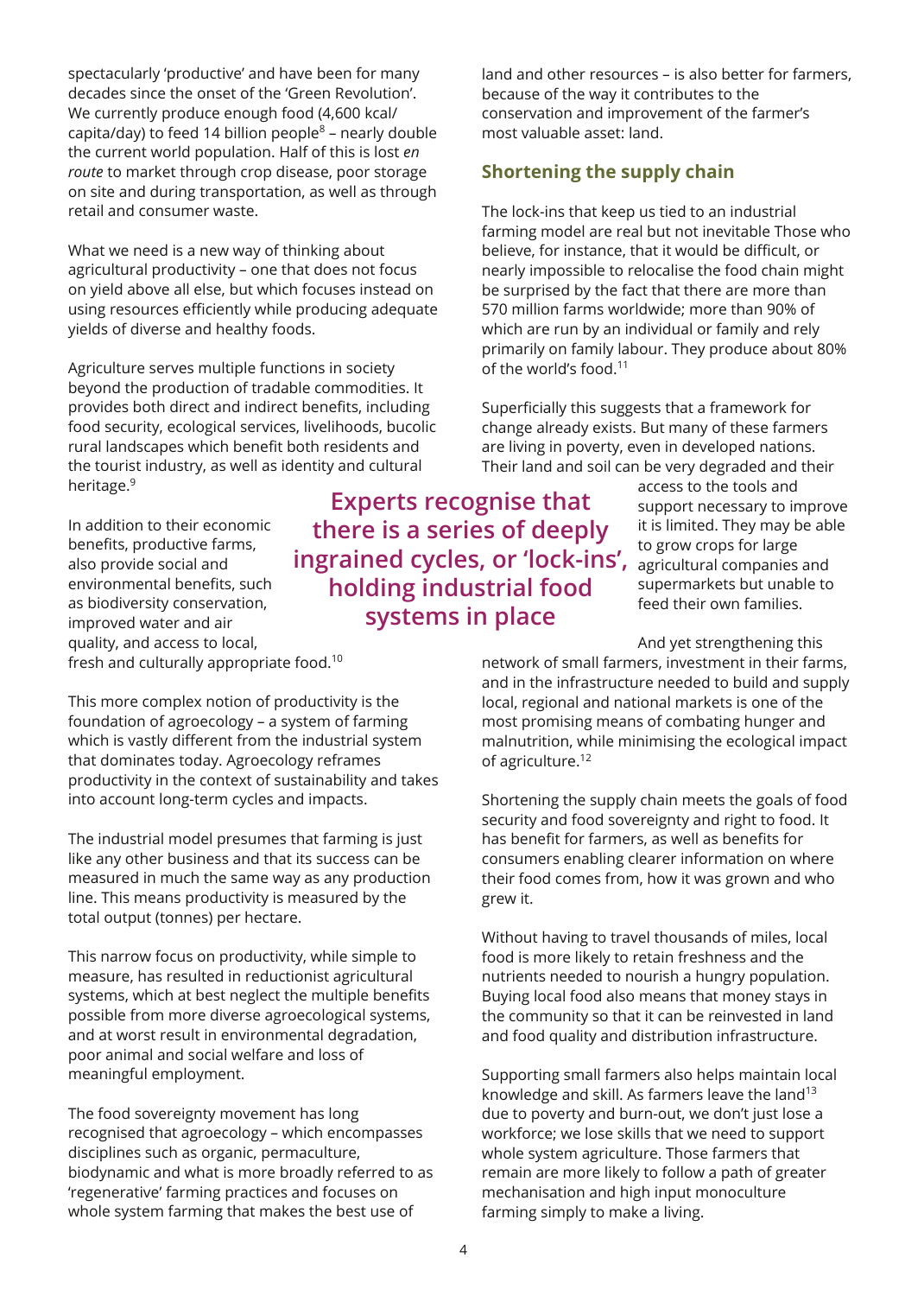spectacularly 'productive' and have been for many decades since the onset of the 'Green Revolution'. We currently produce enough food (4,600 kcal/capita/day) to feed 14 billion people[8] – nearly double the current world population. Half of this is lost *en route* to market through crop disease, poor storage on site and during transportation, as well as through retail and consumer waste.

What we need is a new way of thinking about agricultural productivity – one that does not focus on yield above all else, but which focuses instead on using resources efficiently while producing adequate yields of diverse and healthy foods.

Agriculture serves multiple functions in society beyond the production of tradable commodities. It provides both direct and indirect benefits, including food security, ecological services, livelihoods, bucolic rural landscapes which benefit both residents and the tourist industry, as well as identity and cultural heritage.[9]

In addition to their economic benefits, productive farms, also provide social and environmental benefits, such as biodiversity conservation, improved water and air quality, and access to local, fresh and culturally appropriate food.[10]

This more complex notion of productivity is the foundation of agroecology – a system of farming which is vastly different from the industrial system that dominates today. Agroecology reframes productivity in the context of sustainability and takes into account long-term cycles and impacts.

The industrial model presumes that farming is just like any other business and that its success can be measured in much the same way as any production line. This means productivity is measured by the total output (tonnes) per hectare.

This narrow focus on productivity, while simple to measure, has resulted in reductionist agricultural systems, which at best neglect the multiple benefits possible from more diverse agroecological systems, and at worst result in environmental degradation, poor animal and social welfare and loss of meaningful employment.

The food sovereignty movement has long recognised that agroecology – which encompasses disciplines such as organic, permaculture, biodynamic and what is more broadly referred to as 'regenerative' farming practices and focuses on whole system farming that makes the best use of land and other resources – is also better for farmers, because of the way it contributes to the conservation and improvement of the farmer's most valuable asset: land.

## Shortening the supply chain

The lock-ins that keep us tied to an industrial farming model are real but not inevitable Those who believe, for instance, that it would be difficult, or nearly impossible to relocalise the food chain might be surprised by the fact that there are more than 570 million farms worldwide; more than 90% of which are run by an individual or family and rely primarily on family labour. They produce about 80% of the world's food.[11]

Superficially this suggests that a framework for change already exists. But many of these farmers are living in poverty, even in developed nations. Their land and soil can be very degraded and their access to the tools and support necessary to improve it is limited. They may be able to grow crops for large agricultural companies and supermarkets but unable to feed their own families.

**Experts recognise that there is a series of deeply ingrained cycles, or 'lock-ins', holding industrial food systems in place**

And yet strengthening this network of small farmers, investment in their farms, and in the infrastructure needed to build and supply local, regional and national markets is one of the most promising means of combating hunger and malnutrition, while minimising the ecological impact of agriculture.[12]

Shortening the supply chain meets the goals of food security and food sovereignty and right to food. It has benefit for farmers, as well as benefits for consumers enabling clearer information on where their food comes from, how it was grown and who grew it.

Without having to travel thousands of miles, local food is more likely to retain freshness and the nutrients needed to nourish a hungry population. Buying local food also means that money stays in the community so that it can be reinvested in land and food quality and distribution infrastructure.

Supporting small farmers also helps maintain local knowledge and skill. As farmers leave the land[13] due to poverty and burn-out, we don't just lose a workforce; we lose skills that we need to support whole system agriculture. Those farmers that remain are more likely to follow a path of greater mechanisation and high input monoculture farming simply to make a living.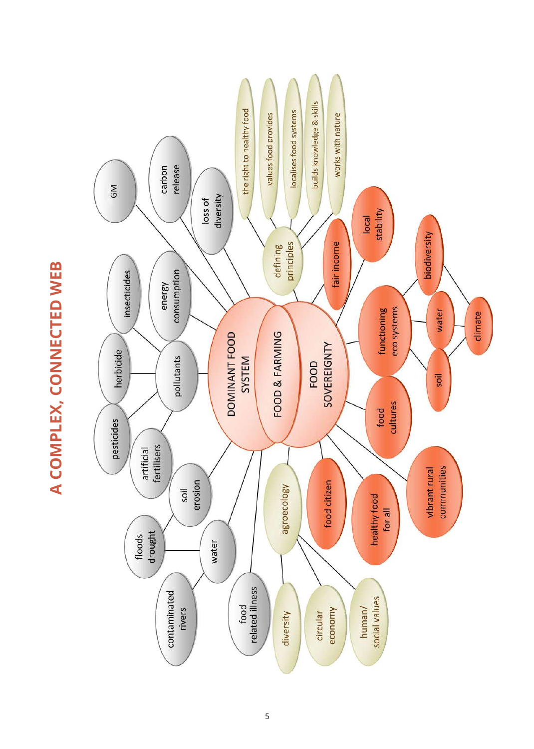# A COMPLEX, CONNECTED WEB

**FOOD & FARMING**

- **DOMINANT FOOD SYSTEM**
  - pollutants
    - pesticides
    - herbicide
    - insecticides
    - artificial fertilisers
  - energy consumption
  - GM
  - carbon release
  - loss of diversity
  - soil erosion
    - floods drought
  - water
    - floods drought
    - contaminated rivers
  - food related illness

- **FOOD SOVEREIGNTY**
  - defining principles
    - the right to healthy food
    - values food provides
    - localises food systems
    - builds knowledge & skills
    - works with nature
  - fair income
  - local stability
  - functioning eco systems
    - biodiversity
    - water
    - soil
    - climate
  - food cultures
  - vibrant rural communities
  - healthy food for all
  - food citizen
  - agroecology
    - diversity
    - circular economy
    - human/social values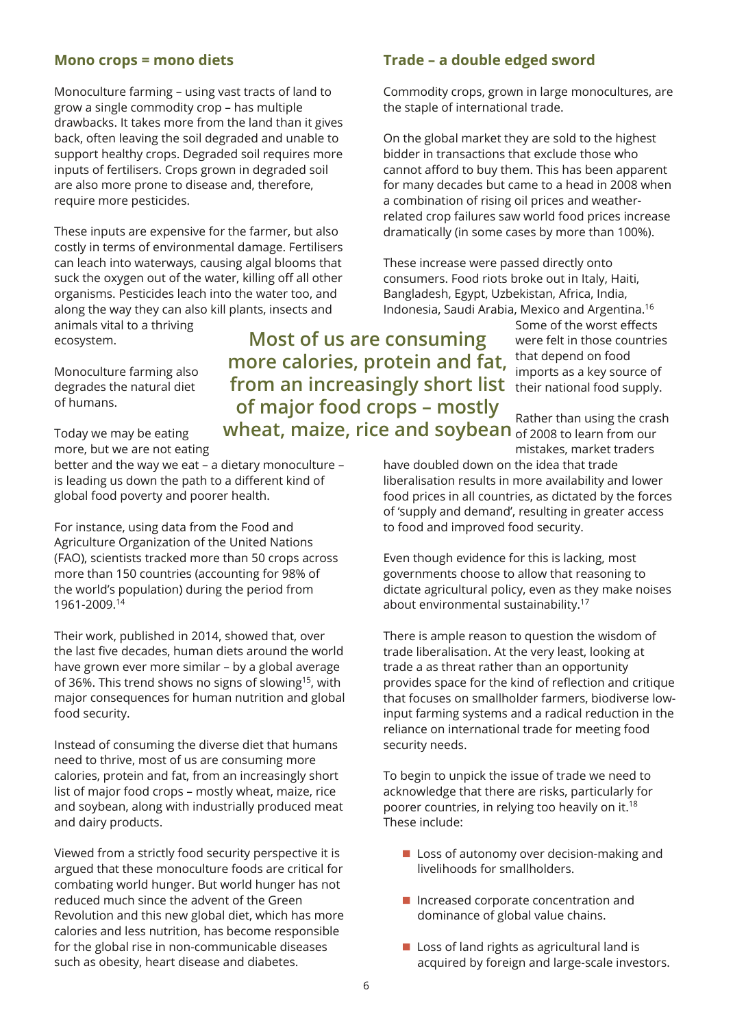## Mono crops = mono diets

Monoculture farming – using vast tracts of land to grow a single commodity crop – has multiple drawbacks. It takes more from the land than it gives back, often leaving the soil degraded and unable to support healthy crops. Degraded soil requires more inputs of fertilisers. Crops grown in degraded soil are also more prone to disease and, therefore, require more pesticides.

These inputs are expensive for the farmer, but also costly in terms of environmental damage. Fertilisers can leach into waterways, causing algal blooms that suck the oxygen out of the water, killing off all other organisms. Pesticides leach into the water too, and along the way they can also kill plants, insects and animals vital to a thriving ecosystem.

Monoculture farming also degrades the natural diet of humans.

Today we may be eating more, but we are not eating better and the way we eat – a dietary monoculture – is leading us down the path to a different kind of global food poverty and poorer health.

For instance, using data from the Food and Agriculture Organization of the United Nations (FAO), scientists tracked more than 50 crops across more than 150 countries (accounting for 98% of the world's population) during the period from 1961-2009.[14]

Their work, published in 2014, showed that, over the last five decades, human diets around the world have grown ever more similar – by a global average of 36%. This trend shows no signs of slowing[15], with major consequences for human nutrition and global food security.

Instead of consuming the diverse diet that humans need to thrive, most of us are consuming more calories, protein and fat, from an increasingly short list of major food crops – mostly wheat, maize, rice and soybean, along with industrially produced meat and dairy products.

Viewed from a strictly food security perspective it is argued that these monoculture foods are critical for combating world hunger. But world hunger has not reduced much since the advent of the Green Revolution and this new global diet, which has more calories and less nutrition, has become responsible for the global rise in non-communicable diseases such as obesity, heart disease and diabetes.

**Most of us are consuming more calories, protein and fat, from an increasingly short list of major food crops – mostly wheat, maize, rice and soybean**

## Trade – a double edged sword

Commodity crops, grown in large monocultures, are the staple of international trade.

On the global market they are sold to the highest bidder in transactions that exclude those who cannot afford to buy them. This has been apparent for many decades but came to a head in 2008 when a combination of rising oil prices and weather-related crop failures saw world food prices increase dramatically (in some cases by more than 100%).

These increase were passed directly onto consumers. Food riots broke out in Italy, Haiti, Bangladesh, Egypt, Uzbekistan, Africa, India, Indonesia, Saudi Arabia, Mexico and Argentina.[16] Some of the worst effects were felt in those countries that depend on food imports as a key source of their national food supply.

Rather than using the crash of 2008 to learn from our mistakes, market traders have doubled down on the idea that trade liberalisation results in more availability and lower food prices in all countries, as dictated by the forces of 'supply and demand', resulting in greater access to food and improved food security.

Even though evidence for this is lacking, most governments choose to allow that reasoning to dictate agricultural policy, even as they make noises about environmental sustainability.[17]

There is ample reason to question the wisdom of trade liberalisation. At the very least, looking at trade a as threat rather than an opportunity provides space for the kind of reflection and critique that focuses on smallholder farmers, biodiverse low-input farming systems and a radical reduction in the reliance on international trade for meeting food security needs.

To begin to unpick the issue of trade we need to acknowledge that there are risks, particularly for poorer countries, in relying too heavily on it.[18] These include:

- Loss of autonomy over decision-making and livelihoods for smallholders.
- Increased corporate concentration and dominance of global value chains.
- Loss of land rights as agricultural land is acquired by foreign and large-scale investors.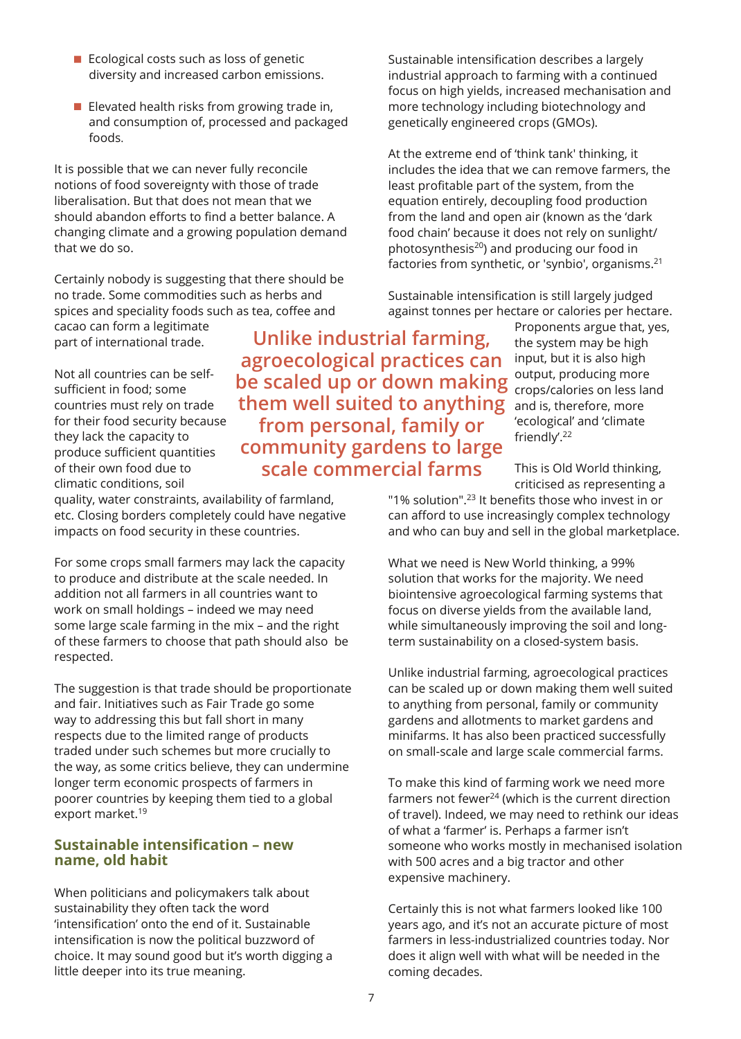- Ecological costs such as loss of genetic diversity and increased carbon emissions.
- Elevated health risks from growing trade in, and consumption of, processed and packaged foods.

It is possible that we can never fully reconcile notions of food sovereignty with those of trade liberalisation. But that does not mean that we should abandon efforts to find a better balance. A changing climate and a growing population demand that we do so.

Certainly nobody is suggesting that there should be no trade. Some commodities such as herbs and spices and speciality foods such as tea, coffee and cacao can form a legitimate part of international trade.

Not all countries can be self-sufficient in food; some countries must rely on trade for their food security because they lack the capacity to produce sufficient quantities of their own food due to climatic conditions, soil quality, water constraints, availability of farmland, etc. Closing borders completely could have negative impacts on food security in these countries.

For some crops small farmers may lack the capacity to produce and distribute at the scale needed. In addition not all farmers in all countries want to work on small holdings – indeed we may need some large scale farming in the mix – and the right of these farmers to choose that path should also be respected.

The suggestion is that trade should be proportionate and fair. Initiatives such as Fair Trade go some way to addressing this but fall short in many respects due to the limited range of products traded under such schemes but more crucially to the way, as some critics believe, they can undermine longer term economic prospects of farmers in poorer countries by keeping them tied to a global export market.[19]

## Sustainable intensification – new name, old habit

When politicians and policymakers talk about sustainability they often tack the word 'intensification' onto the end of it. Sustainable intensification is now the political buzzword of choice. It may sound good but it's worth digging a little deeper into its true meaning.

Sustainable intensification describes a largely industrial approach to farming with a continued focus on high yields, increased mechanisation and more technology including biotechnology and genetically engineered crops (GMOs).

At the extreme end of 'think tank' thinking, it includes the idea that we can remove farmers, the least profitable part of the system, from the equation entirely, decoupling food production from the land and open air (known as the 'dark food chain' because it does not rely on sunlight/photosynthesis[20]) and producing our food in factories from synthetic, or 'synbio', organisms.[21]

Sustainable intensification is still largely judged against tonnes per hectare or calories per hectare. Proponents argue that, yes, the system may be high input, but it is also high output, producing more crops/calories on less land and is, therefore, more 'ecological' and 'climate friendly'.[22]

> **Unlike industrial farming, agroecological practices can be scaled up or down making them well suited to anything from personal, family or community gardens to large scale commercial farms**

This is Old World thinking, criticised as representing a "1% solution".[23] It benefits those who invest in or can afford to use increasingly complex technology and who can buy and sell in the global marketplace.

What we need is New World thinking, a 99% solution that works for the majority. We need biointensive agroecological farming systems that focus on diverse yields from the available land, while simultaneously improving the soil and long-term sustainability on a closed-system basis.

Unlike industrial farming, agroecological practices can be scaled up or down making them well suited to anything from personal, family or community gardens and allotments to market gardens and minifarms. It has also been practiced successfully on small-scale and large scale commercial farms.

To make this kind of farming work we need more farmers not fewer[24] (which is the current direction of travel). Indeed, we may need to rethink our ideas of what a 'farmer' is. Perhaps a farmer isn't someone who works mostly in mechanised isolation with 500 acres and a big tractor and other expensive machinery.

Certainly this is not what farmers looked like 100 years ago, and it's not an accurate picture of most farmers in less-industrialized countries today. Nor does it align well with what will be needed in the coming decades.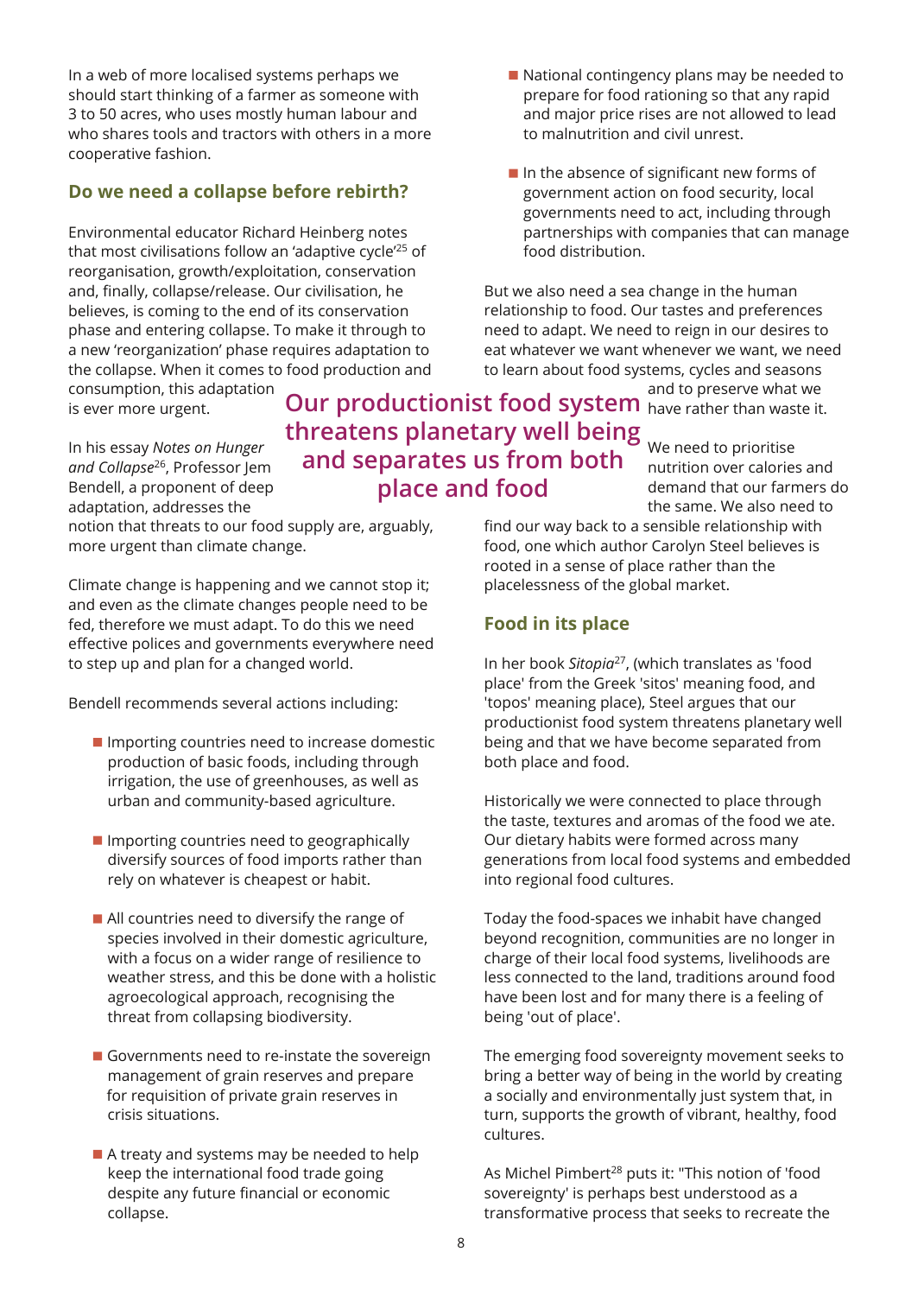In a web of more localised systems perhaps we should start thinking of a farmer as someone with 3 to 50 acres, who uses mostly human labour and who shares tools and tractors with others in a more cooperative fashion.

## Do we need a collapse before rebirth?

Environmental educator Richard Heinberg notes that most civilisations follow an 'adaptive cycle'[25] of reorganisation, growth/exploitation, conservation and, finally, collapse/release. Our civilisation, he believes, is coming to the end of its conservation phase and entering collapse. To make it through to a new 'reorganization' phase requires adaptation to the collapse. When it comes to food production and consumption, this adaptation is ever more urgent.

In his essay *Notes on Hunger and Collapse*[26], Professor Jem Bendell, a proponent of deep adaptation, addresses the notion that threats to our food supply are, arguably, more urgent than climate change.

Climate change is happening and we cannot stop it; and even as the climate changes people need to be fed, therefore we must adapt. To do this we need effective polices and governments everywhere need to step up and plan for a changed world.

Bendell recommends several actions including:

- Importing countries need to increase domestic production of basic foods, including through irrigation, the use of greenhouses, as well as urban and community-based agriculture.
- Importing countries need to geographically diversify sources of food imports rather than rely on whatever is cheapest or habit.
- All countries need to diversify the range of species involved in their domestic agriculture, with a focus on a wider range of resilience to weather stress, and this be done with a holistic agroecological approach, recognising the threat from collapsing biodiversity.
- Governments need to re-instate the sovereign management of grain reserves and prepare for requisition of private grain reserves in crisis situations.
- A treaty and systems may be needed to help keep the international food trade going despite any future financial or economic collapse.
- National contingency plans may be needed to prepare for food rationing so that any rapid and major price rises are not allowed to lead to malnutrition and civil unrest.
- In the absence of significant new forms of government action on food security, local governments need to act, including through partnerships with companies that can manage food distribution.

But we also need a sea change in the human relationship to food. Our tastes and preferences need to adapt. We need to reign in our desires to eat whatever we want whenever we want, we need to learn about food systems, cycles and seasons and to preserve what we have rather than waste it.

**Our productionist food system threatens planetary well being and separates us from both place and food**

We need to prioritise nutrition over calories and demand that our farmers do the same. We also need to find our way back to a sensible relationship with food, one which author Carolyn Steel believes is rooted in a sense of place rather than the placelessness of the global market.

## Food in its place

In her book *Sitopia*[27], (which translates as 'food place' from the Greek 'sitos' meaning food, and 'topos' meaning place), Steel argues that our productionist food system threatens planetary well being and that we have become separated from both place and food.

Historically we were connected to place through the taste, textures and aromas of the food we ate. Our dietary habits were formed across many generations from local food systems and embedded into regional food cultures.

Today the food-spaces we inhabit have changed beyond recognition, communities are no longer in charge of their local food systems, livelihoods are less connected to the land, traditions around food have been lost and for many there is a feeling of being 'out of place'.

The emerging food sovereignty movement seeks to bring a better way of being in the world by creating a socially and environmentally just system that, in turn, supports the growth of vibrant, healthy, food cultures.

As Michel Pimbert[28] puts it: "This notion of 'food sovereignty' is perhaps best understood as a transformative process that seeks to recreate the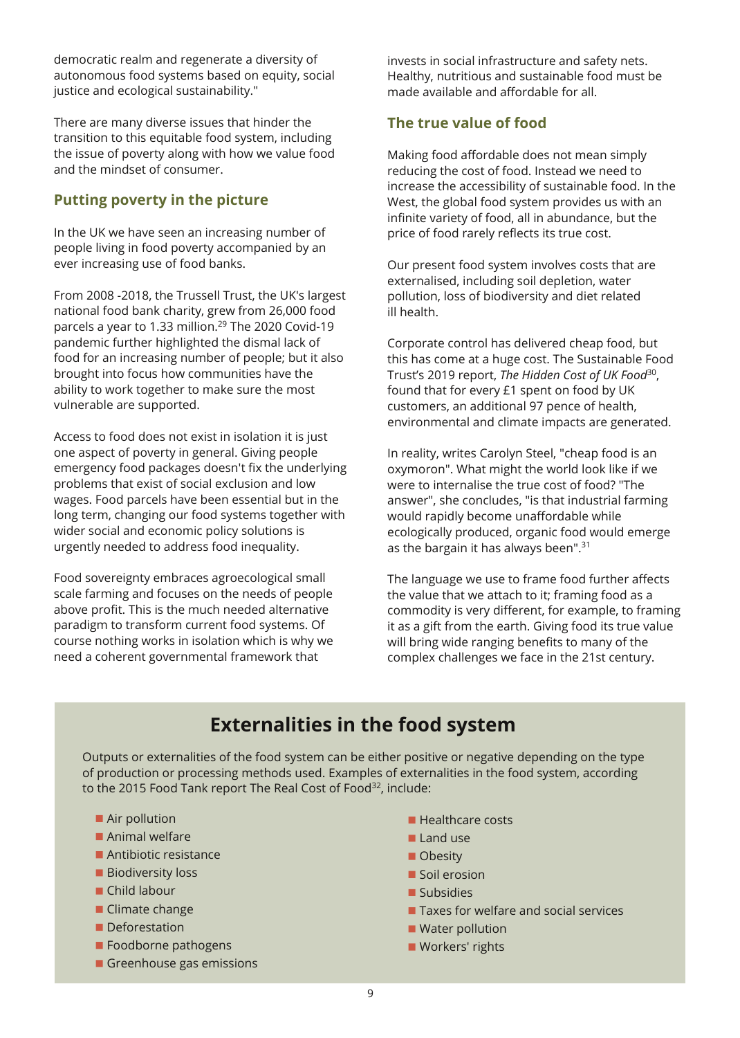democratic realm and regenerate a diversity of autonomous food systems based on equity, social justice and ecological sustainability."

There are many diverse issues that hinder the transition to this equitable food system, including the issue of poverty along with how we value food and the mindset of consumer.

## Putting poverty in the picture

In the UK we have seen an increasing number of people living in food poverty accompanied by an ever increasing use of food banks.

From 2008 -2018, the Trussell Trust, the UK's largest national food bank charity, grew from 26,000 food parcels a year to 1.33 million.[29] The 2020 Covid-19 pandemic further highlighted the dismal lack of food for an increasing number of people; but it also brought into focus how communities have the ability to work together to make sure the most vulnerable are supported.

Access to food does not exist in isolation it is just one aspect of poverty in general. Giving people emergency food packages doesn't fix the underlying problems that exist of social exclusion and low wages. Food parcels have been essential but in the long term, changing our food systems together with wider social and economic policy solutions is urgently needed to address food inequality.

Food sovereignty embraces agroecological small scale farming and focuses on the needs of people above profit. This is the much needed alternative paradigm to transform current food systems. Of course nothing works in isolation which is why we need a coherent governmental framework that invests in social infrastructure and safety nets. Healthy, nutritious and sustainable food must be made available and affordable for all.

## The true value of food

Making food affordable does not mean simply reducing the cost of food. Instead we need to increase the accessibility of sustainable food. In the West, the global food system provides us with an infinite variety of food, all in abundance, but the price of food rarely reflects its true cost.

Our present food system involves costs that are externalised, including soil depletion, water pollution, loss of biodiversity and diet related ill health.

Corporate control has delivered cheap food, but this has come at a huge cost. The Sustainable Food Trust's 2019 report, *The Hidden Cost of UK Food*[30], found that for every £1 spent on food by UK customers, an additional 97 pence of health, environmental and climate impacts are generated.

In reality, writes Carolyn Steel, "cheap food is an oxymoron". What might the world look like if we were to internalise the true cost of food? "The answer", she concludes, "is that industrial farming would rapidly become unaffordable while ecologically produced, organic food would emerge as the bargain it has always been".[31]

The language we use to frame food further affects the value that we attach to it; framing food as a commodity is very different, for example, to framing it as a gift from the earth. Giving food its true value will bring wide ranging benefits to many of the complex challenges we face in the 21st century.

## Externalities in the food system

Outputs or externalities of the food system can be either positive or negative depending on the type of production or processing methods used. Examples of externalities in the food system, according to the 2015 Food Tank report The Real Cost of Food[32], include:

- Air pollution
- Animal welfare
- Antibiotic resistance
- Biodiversity loss
- Child labour
- Climate change
- Deforestation
- Foodborne pathogens
- Greenhouse gas emissions
- Healthcare costs
- Land use
- Obesity
- Soil erosion
- Subsidies
- Taxes for welfare and social services
- Water pollution
- Workers' rights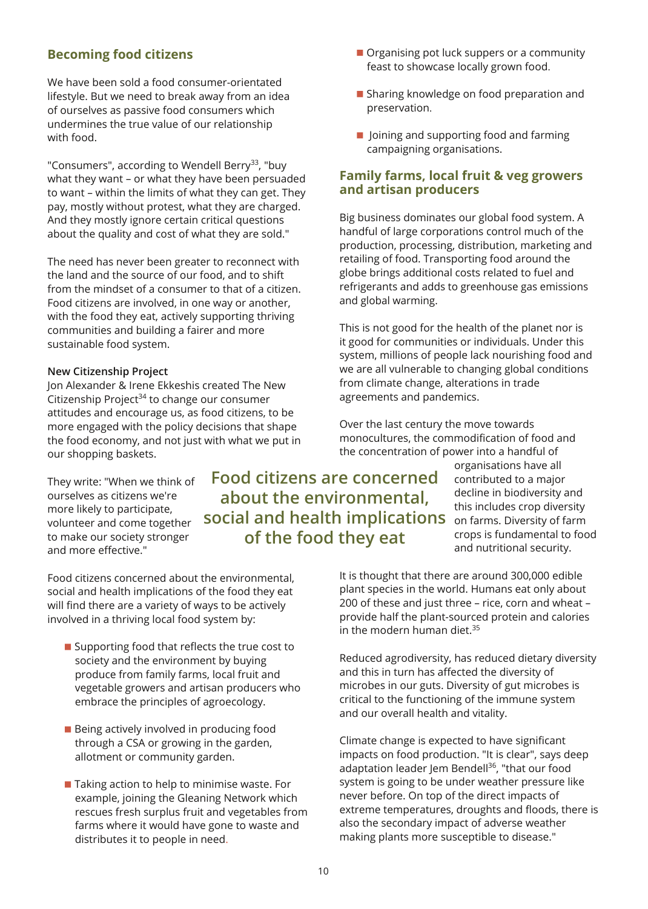## Becoming food citizens

We have been sold a food consumer-orientated lifestyle. But we need to break away from an idea of ourselves as passive food consumers which undermines the true value of our relationship with food.

"Consumers", according to Wendell Berry[33], "buy what they want – or what they have been persuaded to want – within the limits of what they can get. They pay, mostly without protest, what they are charged. And they mostly ignore certain critical questions about the quality and cost of what they are sold."

The need has never been greater to reconnect with the land and the source of our food, and to shift from the mindset of a consumer to that of a citizen. Food citizens are involved, in one way or another, with the food they eat, actively supporting thriving communities and building a fairer and more sustainable food system.

**New Citizenship Project**
Jon Alexander & Irene Ekkeshis created The New Citizenship Project[34] to change our consumer attitudes and encourage us, as food citizens, to be more engaged with the policy decisions that shape the food economy, and not just with what we put in our shopping baskets.

They write: "When we think of ourselves as citizens we're more likely to participate, volunteer and come together to make our society stronger and more effective."

> **Food citizens are concerned about the environmental, social and health implications of the food they eat**

Food citizens concerned about the environmental, social and health implications of the food they eat will find there are a variety of ways to be actively involved in a thriving local food system by:

- Supporting food that reflects the true cost to society and the environment by buying produce from family farms, local fruit and vegetable growers and artisan producers who embrace the principles of agroecology.
- Being actively involved in producing food through a CSA or growing in the garden, allotment or community garden.
- Taking action to help to minimise waste. For example, joining the Gleaning Network which rescues fresh surplus fruit and vegetables from farms where it would have gone to waste and distributes it to people in need.
- Organising pot luck suppers or a community feast to showcase locally grown food.
- Sharing knowledge on food preparation and preservation.
- Joining and supporting food and farming campaigning organisations.

## Family farms, local fruit & veg growers and artisan producers

Big business dominates our global food system. A handful of large corporations control much of the production, processing, distribution, marketing and retailing of food. Transporting food around the globe brings additional costs related to fuel and refrigerants and adds to greenhouse gas emissions and global warming.

This is not good for the health of the planet nor is it good for communities or individuals. Under this system, millions of people lack nourishing food and we are all vulnerable to changing global conditions from climate change, alterations in trade agreements and pandemics.

Over the last century the move towards monocultures, the commodification of food and the concentration of power into a handful of organisations have all contributed to a major decline in biodiversity and this includes crop diversity on farms. Diversity of farm crops is fundamental to food and nutritional security.

It is thought that there are around 300,000 edible plant species in the world. Humans eat only about 200 of these and just three – rice, corn and wheat – provide half the plant-sourced protein and calories in the modern human diet.[35]

Reduced agrodiversity, has reduced dietary diversity and this in turn has affected the diversity of microbes in our guts. Diversity of gut microbes is critical to the functioning of the immune system and our overall health and vitality.

Climate change is expected to have significant impacts on food production. "It is clear", says deep adaptation leader Jem Bendell[36], "that our food system is going to be under weather pressure like never before. On top of the direct impacts of extreme temperatures, droughts and floods, there is also the secondary impact of adverse weather making plants more susceptible to disease."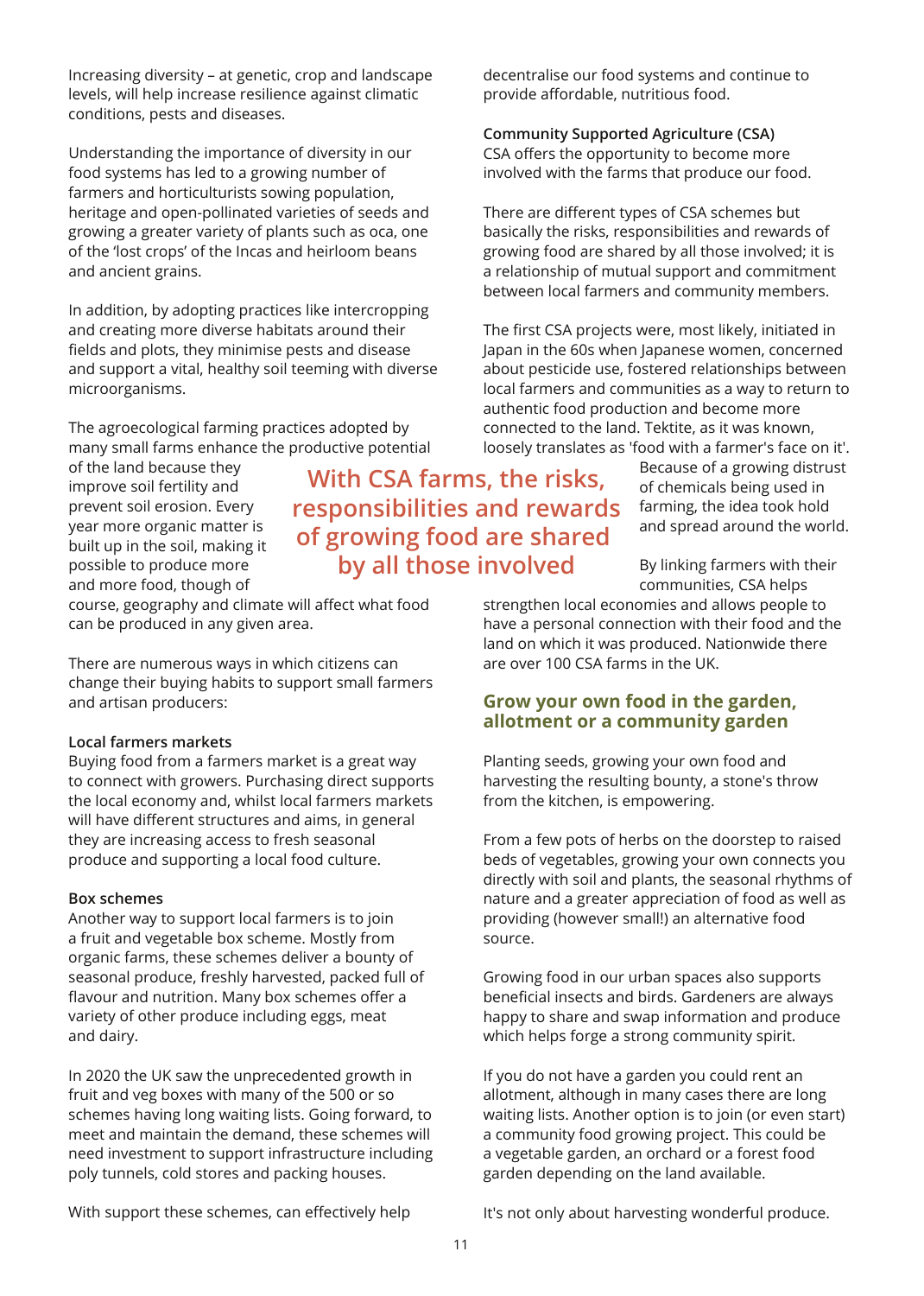Increasing diversity – at genetic, crop and landscape levels, will help increase resilience against climatic conditions, pests and diseases.

Understanding the importance of diversity in our food systems has led to a growing number of farmers and horticulturists sowing population, heritage and open-pollinated varieties of seeds and growing a greater variety of plants such as oca, one of the 'lost crops' of the Incas and heirloom beans and ancient grains.

In addition, by adopting practices like intercropping and creating more diverse habitats around their fields and plots, they minimise pests and disease and support a vital, healthy soil teeming with diverse microorganisms.

The agroecological farming practices adopted by many small farms enhance the productive potential of the land because they improve soil fertility and prevent soil erosion. Every year more organic matter is built up in the soil, making it possible to produce more and more food, though of course, geography and climate will affect what food can be produced in any given area.

There are numerous ways in which citizens can change their buying habits to support small farmers and artisan producers:

**Local farmers markets**
Buying food from a farmers market is a great way to connect with growers. Purchasing direct supports the local economy and, whilst local farmers markets will have different structures and aims, in general they are increasing access to fresh seasonal produce and supporting a local food culture.

**Box schemes**
Another way to support local farmers is to join a fruit and vegetable box scheme. Mostly from organic farms, these schemes deliver a bounty of seasonal produce, freshly harvested, packed full of flavour and nutrition. Many box schemes offer a variety of other produce including eggs, meat and dairy.

In 2020 the UK saw the unprecedented growth in fruit and veg boxes with many of the 500 or so schemes having long waiting lists. Going forward, to meet and maintain the demand, these schemes will need investment to support infrastructure including poly tunnels, cold stores and packing houses.

With support these schemes, can effectively help decentralise our food systems and continue to provide affordable, nutritious food.

**Community Supported Agriculture (CSA)**
CSA offers the opportunity to become more involved with the farms that produce our food.

There are different types of CSA schemes but basically the risks, responsibilities and rewards of growing food are shared by all those involved; it is a relationship of mutual support and commitment between local farmers and community members.

The first CSA projects were, most likely, initiated in Japan in the 60s when Japanese women, concerned about pesticide use, fostered relationships between local farmers and communities as a way to return to authentic food production and become more connected to the land. Tektite, as it was known, loosely translates as 'food with a farmer's face on it'. Because of a growing distrust of chemicals being used in farming, the idea took hold and spread around the world.

> With CSA farms, the risks, responsibilities and rewards of growing food are shared by all those involved

By linking farmers with their communities, CSA helps strengthen local economies and allows people to have a personal connection with their food and the land on which it was produced. Nationwide there are over 100 CSA farms in the UK.

## Grow your own food in the garden, allotment or a community garden

Planting seeds, growing your own food and harvesting the resulting bounty, a stone's throw from the kitchen, is empowering.

From a few pots of herbs on the doorstep to raised beds of vegetables, growing your own connects you directly with soil and plants, the seasonal rhythms of nature and a greater appreciation of food as well as providing (however small!) an alternative food source.

Growing food in our urban spaces also supports beneficial insects and birds. Gardeners are always happy to share and swap information and produce which helps forge a strong community spirit.

If you do not have a garden you could rent an allotment, although in many cases there are long waiting lists. Another option is to join (or even start) a community food growing project. This could be a vegetable garden, an orchard or a forest food garden depending on the land available.

It's not only about harvesting wonderful produce.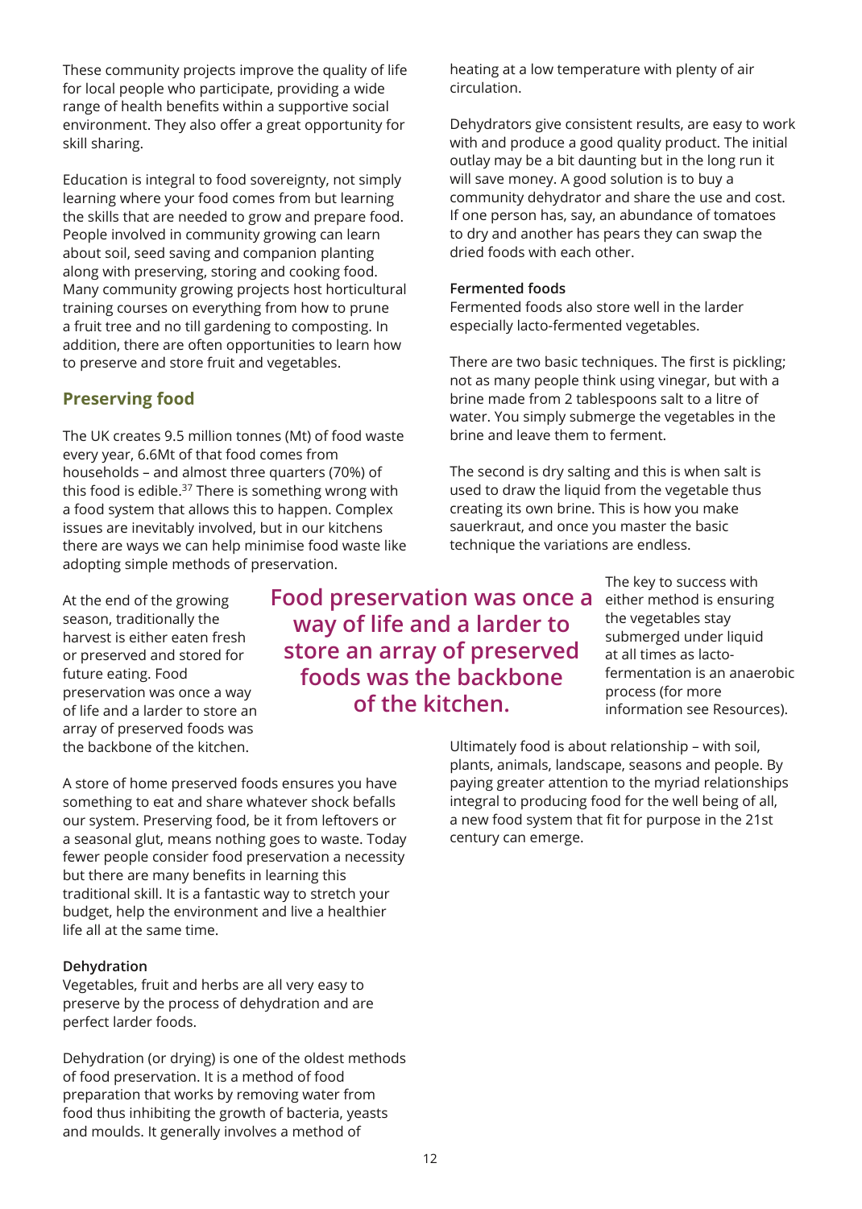These community projects improve the quality of life for local people who participate, providing a wide range of health benefits within a supportive social environment. They also offer a great opportunity for skill sharing.

Education is integral to food sovereignty, not simply learning where your food comes from but learning the skills that are needed to grow and prepare food. People involved in community growing can learn about soil, seed saving and companion planting along with preserving, storing and cooking food. Many community growing projects host horticultural training courses on everything from how to prune a fruit tree and no till gardening to composting. In addition, there are often opportunities to learn how to preserve and store fruit and vegetables.

## Preserving food

The UK creates 9.5 million tonnes (Mt) of food waste every year, 6.6Mt of that food comes from households – and almost three quarters (70%) of this food is edible.[37] There is something wrong with a food system that allows this to happen. Complex issues are inevitably involved, but in our kitchens there are ways we can help minimise food waste like adopting simple methods of preservation.

At the end of the growing season, traditionally the harvest is either eaten fresh or preserved and stored for future eating. Food preservation was once a way of life and a larder to store an array of preserved foods was the backbone of the kitchen.

> **Food preservation was once a way of life and a larder to store an array of preserved foods was the backbone of the kitchen.**

A store of home preserved foods ensures you have something to eat and share whatever shock befalls our system. Preserving food, be it from leftovers or a seasonal glut, means nothing goes to waste. Today fewer people consider food preservation a necessity but there are many benefits in learning this traditional skill. It is a fantastic way to stretch your budget, help the environment and live a healthier life all at the same time.

### Dehydration

Vegetables, fruit and herbs are all very easy to preserve by the process of dehydration and are perfect larder foods.

Dehydration (or drying) is one of the oldest methods of food preservation. It is a method of food preparation that works by removing water from food thus inhibiting the growth of bacteria, yeasts and moulds. It generally involves a method of heating at a low temperature with plenty of air circulation.

Dehydrators give consistent results, are easy to work with and produce a good quality product. The initial outlay may be a bit daunting but in the long run it will save money. A good solution is to buy a community dehydrator and share the use and cost. If one person has, say, an abundance of tomatoes to dry and another has pears they can swap the dried foods with each other.

### Fermented foods

Fermented foods also store well in the larder especially lacto-fermented vegetables.

There are two basic techniques. The first is pickling; not as many people think using vinegar, but with a brine made from 2 tablespoons salt to a litre of water. You simply submerge the vegetables in the brine and leave them to ferment.

The second is dry salting and this is when salt is used to draw the liquid from the vegetable thus creating its own brine. This is how you make sauerkraut, and once you master the basic technique the variations are endless.

The key to success with either method is ensuring the vegetables stay submerged under liquid at all times as lacto-fermentation is an anaerobic process (for more information see Resources).

Ultimately food is about relationship – with soil, plants, animals, landscape, seasons and people. By paying greater attention to the myriad relationships integral to producing food for the well being of all, a new food system that fit for purpose in the 21st century can emerge.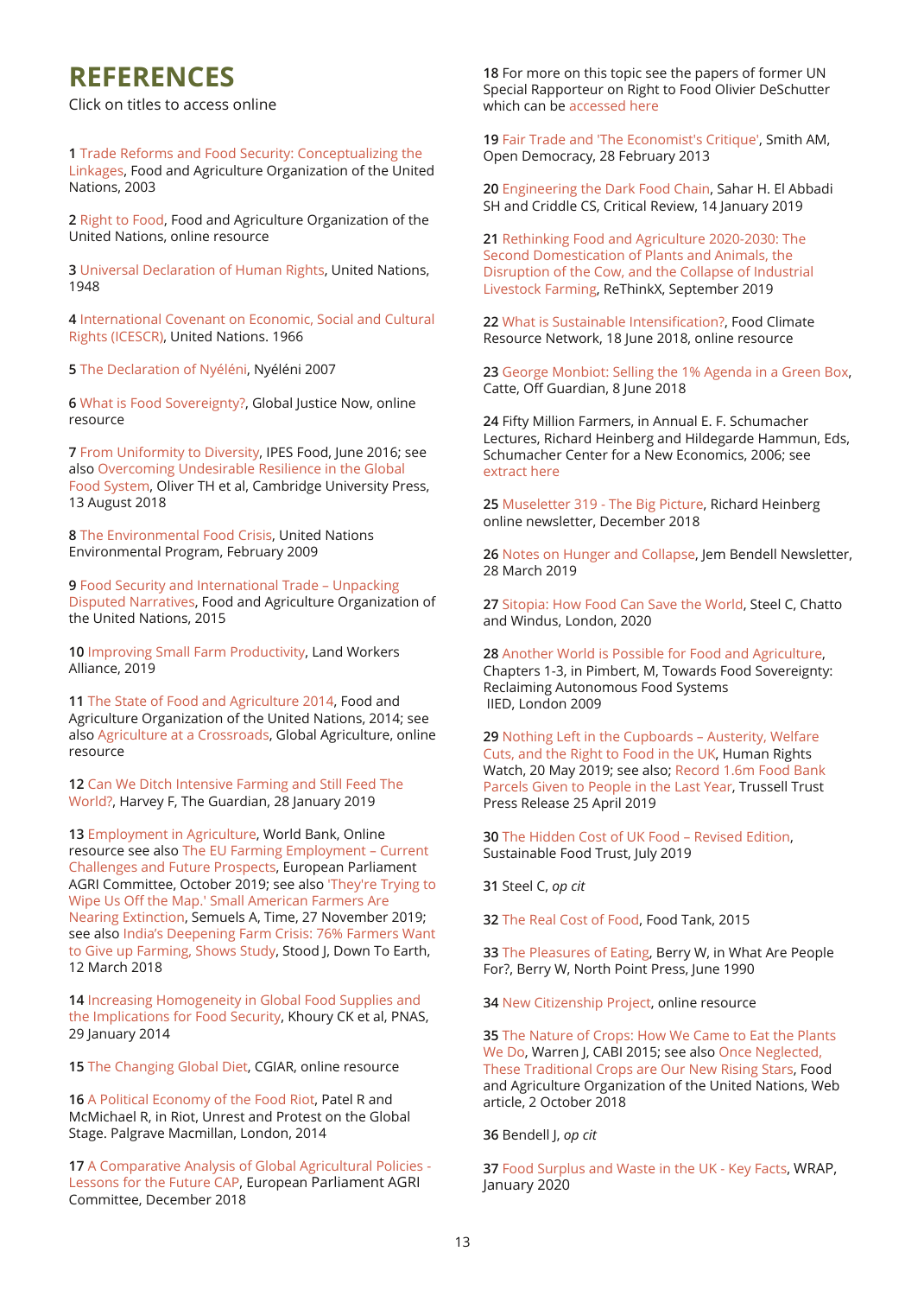# REFERENCES

Click on titles to access online

**1** Trade Reforms and Food Security: Conceptualizing the Linkages, Food and Agriculture Organization of the United Nations, 2003

**2** Right to Food, Food and Agriculture Organization of the United Nations, online resource

**3** Universal Declaration of Human Rights, United Nations, 1948

**4** International Covenant on Economic, Social and Cultural Rights (ICESCR), United Nations. 1966

**5** The Declaration of Nyéléni, Nyéléni 2007

**6** What is Food Sovereignty?, Global Justice Now, online resource

**7** From Uniformity to Diversity, IPES Food, June 2016; see also Overcoming Undesirable Resilience in the Global Food System, Oliver TH et al, Cambridge University Press, 13 August 2018

**8** The Environmental Food Crisis, United Nations Environmental Program, February 2009

**9** Food Security and International Trade – Unpacking Disputed Narratives, Food and Agriculture Organization of the United Nations, 2015

**10** Improving Small Farm Productivity, Land Workers Alliance, 2019

**11** The State of Food and Agriculture 2014, Food and Agriculture Organization of the United Nations, 2014; see also Agriculture at a Crossroads, Global Agriculture, online resource

**12** Can We Ditch Intensive Farming and Still Feed The World?, Harvey F, The Guardian, 28 January 2019

**13** Employment in Agriculture, World Bank, Online resource see also The EU Farming Employment – Current Challenges and Future Prospects, European Parliament AGRI Committee, October 2019; see also 'They're Trying to Wipe Us Off the Map.' Small American Farmers Are Nearing Extinction, Semuels A, Time, 27 November 2019; see also India's Deepening Farm Crisis: 76% Farmers Want to Give up Farming, Shows Study, Stood J, Down To Earth, 12 March 2018

**14** Increasing Homogeneity in Global Food Supplies and the Implications for Food Security, Khoury CK et al, PNAS, 29 January 2014

**15** The Changing Global Diet, CGIAR, online resource

**16** A Political Economy of the Food Riot, Patel R and McMichael R, in Riot, Unrest and Protest on the Global Stage. Palgrave Macmillan, London, 2014

**17** A Comparative Analysis of Global Agricultural Policies - Lessons for the Future CAP, European Parliament AGRI Committee, December 2018

**18** For more on this topic see the papers of former UN Special Rapporteur on Right to Food Olivier DeSchutter which can be accessed here

**19** Fair Trade and 'The Economist's Critique', Smith AM, Open Democracy, 28 February 2013

**20** Engineering the Dark Food Chain, Sahar H. El Abbadi SH and Criddle CS, Critical Review, 14 January 2019

**21** Rethinking Food and Agriculture 2020-2030: The Second Domestication of Plants and Animals, the Disruption of the Cow, and the Collapse of Industrial Livestock Farming, ReThinkX, September 2019

**22** What is Sustainable Intensification?, Food Climate Resource Network, 18 June 2018, online resource

**23** George Monbiot: Selling the 1% Agenda in a Green Box, Catte, Off Guardian, 8 June 2018

**24** Fifty Million Farmers, in Annual E. F. Schumacher Lectures, Richard Heinberg and Hildegarde Hammun, Eds, Schumacher Center for a New Economics, 2006; see extract here

**25** Museletter 319 - The Big Picture, Richard Heinberg online newsletter, December 2018

**26** Notes on Hunger and Collapse, Jem Bendell Newsletter, 28 March 2019

**27** Sitopia: How Food Can Save the World, Steel C, Chatto and Windus, London, 2020

**28** Another World is Possible for Food and Agriculture, Chapters 1-3, in Pimbert, M, Towards Food Sovereignty: Reclaiming Autonomous Food Systems IIED, London 2009

**29** Nothing Left in the Cupboards – Austerity, Welfare Cuts, and the Right to Food in the UK, Human Rights Watch, 20 May 2019; see also; Record 1.6m Food Bank Parcels Given to People in the Last Year, Trussell Trust Press Release 25 April 2019

**30** The Hidden Cost of UK Food – Revised Edition, Sustainable Food Trust, July 2019

**31** Steel C, *op cit*

**32** The Real Cost of Food, Food Tank, 2015

**33** The Pleasures of Eating, Berry W, in What Are People For?, Berry W, North Point Press, June 1990

**34** New Citizenship Project, online resource

**35** The Nature of Crops: How We Came to Eat the Plants We Do, Warren J, CABI 2015; see also Once Neglected, These Traditional Crops are Our New Rising Stars, Food and Agriculture Organization of the United Nations, Web article, 2 October 2018

**36** Bendell J, *op cit*

**37** Food Surplus and Waste in the UK - Key Facts, WRAP, January 2020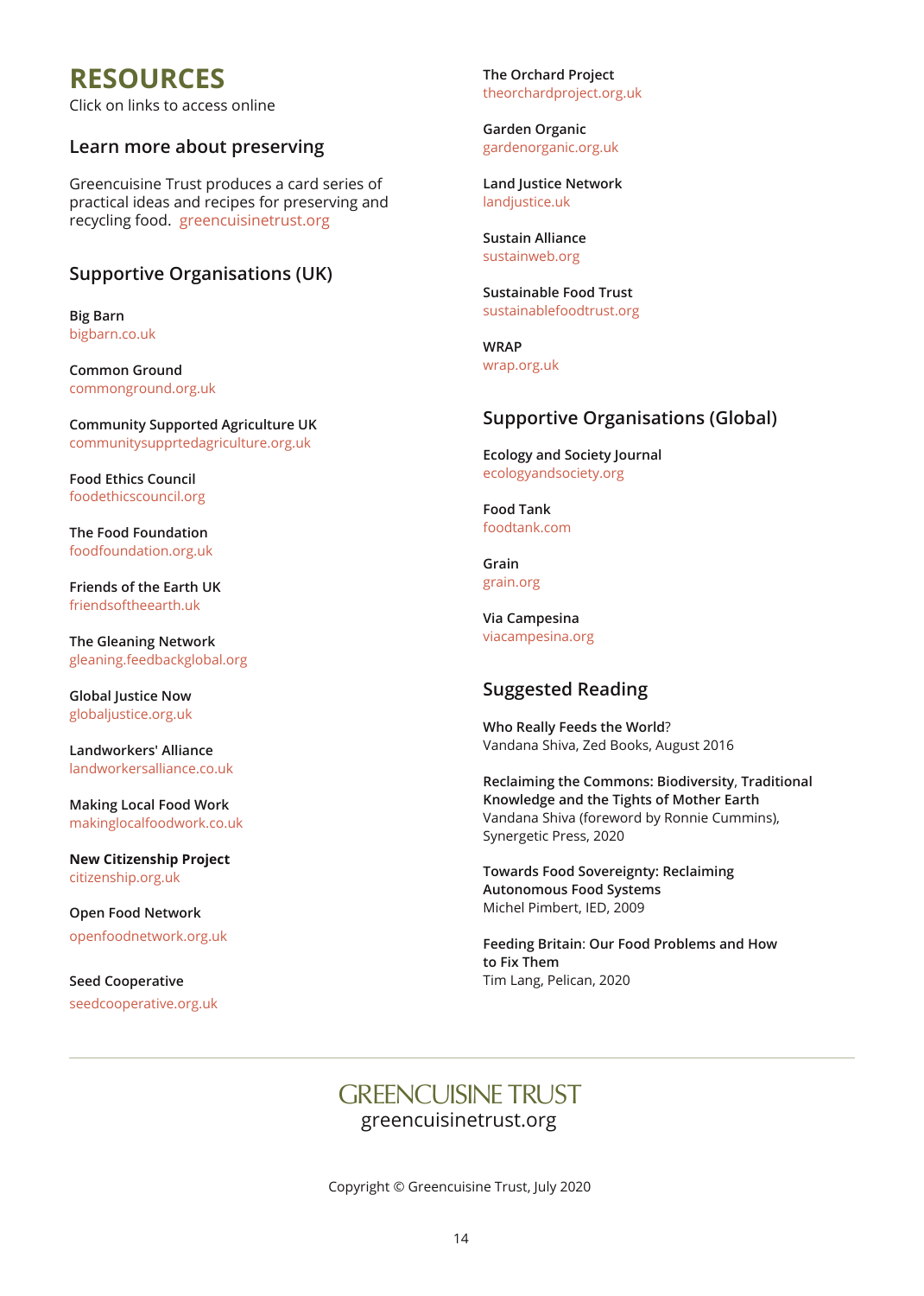# RESOURCES

Click on links to access online

## Learn more about preserving

Greencuisine Trust produces a card series of practical ideas and recipes for preserving and recycling food. greencuisinetrust.org

## Supportive Organisations (UK)

**Big Barn**
bigbarn.co.uk

**Common Ground**
commonground.org.uk

**Community Supported Agriculture UK**
communitysupprtedagriculture.org.uk

**Food Ethics Council**
foodethicscouncil.org

**The Food Foundation**
foodfoundation.org.uk

**Friends of the Earth UK**
friendsoftheearth.uk

**The Gleaning Network**
gleaning.feedbackglobal.org

**Global Justice Now**
globaljustice.org.uk

**Landworkers' Alliance**
landworkersalliance.co.uk

**Making Local Food Work**
makinglocalfoodwork.co.uk

**New Citizenship Project**
citizenship.org.uk

**Open Food Network**
openfoodnetwork.org.uk

**Seed Cooperative**
seedcooperative.org.uk

**The Orchard Project**
theorchardproject.org.uk

**Garden Organic**
gardenorganic.org.uk

**Land Justice Network**
landjustice.uk

**Sustain Alliance**
sustainweb.org

**Sustainable Food Trust**
sustainablefoodtrust.org

**WRAP**
wrap.org.uk

## Supportive Organisations (Global)

**Ecology and Society Journal**
ecologyandsociety.org

**Food Tank**
foodtank.com

**Grain**
grain.org

**Via Campesina**
viacampesina.org

## Suggested Reading

**Who Really Feeds the World**?
Vandana Shiva, Zed Books, August 2016

**Reclaiming the Commons: Biodiversity**, **Traditional Knowledge and the Tights of Mother Earth**
Vandana Shiva (foreword by Ronnie Cummins), Synergetic Press, 2020

**Towards Food Sovereignty: Reclaiming Autonomous Food Systems**
Michel Pimbert, IED, 2009

**Feeding Britain: Our Food Problems and How to Fix Them**
Tim Lang, Pelican, 2020

---

GREENCUISINE TRUST
greencuisinetrust.org

Copyright © Greencuisine Trust, July 2020